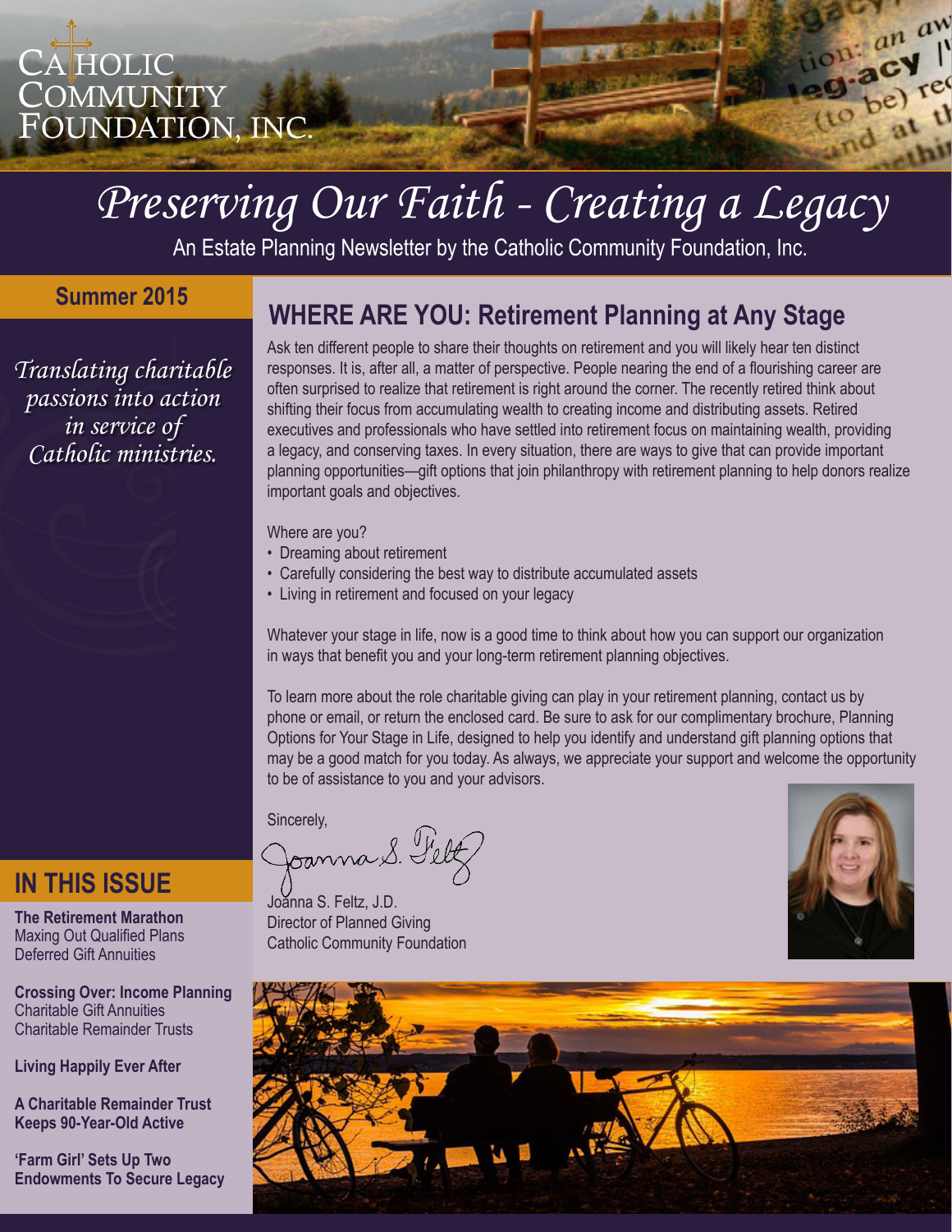CATHOLIC COMMUNITY FOUNDATION, INC.

# Preserving Our Faith - Creating a Legacy

An Estate Planning Newsletter by the Catholic Community Foundation, Inc.

**Summer 2015**

*Translating charitable passions into action in service of Catholic ministries.*

## WHERE ARE YOU: Retirement Planning at Any Stage

Ask ten different people to share their thoughts on retirement and you will likely hear ten distinct responses. It is, after all, a matter of perspective. People nearing the end of a flourishing career are often surprised to realize that retirement is right around the corner. The recently retired think about shifting their focus from accumulating wealth to creating income and distributing assets. Retired executives and professionals who have settled into retirement focus on maintaining wealth, providing a legacy, and conserving taxes. In every situation, there are ways to give that can provide important planning opportunities—gift options that join philanthropy with retirement planning to help donors realize important goals and objectives.

Where are you?

- Dreaming about retirement
- Carefully considering the best way to distribute accumulated assets
- Living in retirement and focused on your legacy

Whatever your stage in life, now is a good time to think about how you can support our organization in ways that benefit you and your long-term retirement planning objectives.

To learn more about the role charitable giving can play in your retirement planning, contact us by phone or email, or return the enclosed card. Be sure to ask for our complimentary brochure, Planning Options for Your Stage in Life, designed to help you identify and understand gift planning options that may be a good match for you today. As always, we appreciate your support and welcome the opportunity to be of assistance to you and your advisors.

Sincerely,

Joanna S. Feltz, J.D.
Director of Planned Giving
Catholic Community Foundation

## IN THIS ISSUE

**The Retirement Marathon**
Maxing Out Qualified Plans
Deferred Gift Annuities

**Crossing Over: Income Planning**
Charitable Gift Annuities
Charitable Remainder Trusts

**Living Happily Ever After**

**A Charitable Remainder Trust Keeps 90-Year-Old Active**

**'Farm Girl' Sets Up Two Endowments To Secure Legacy**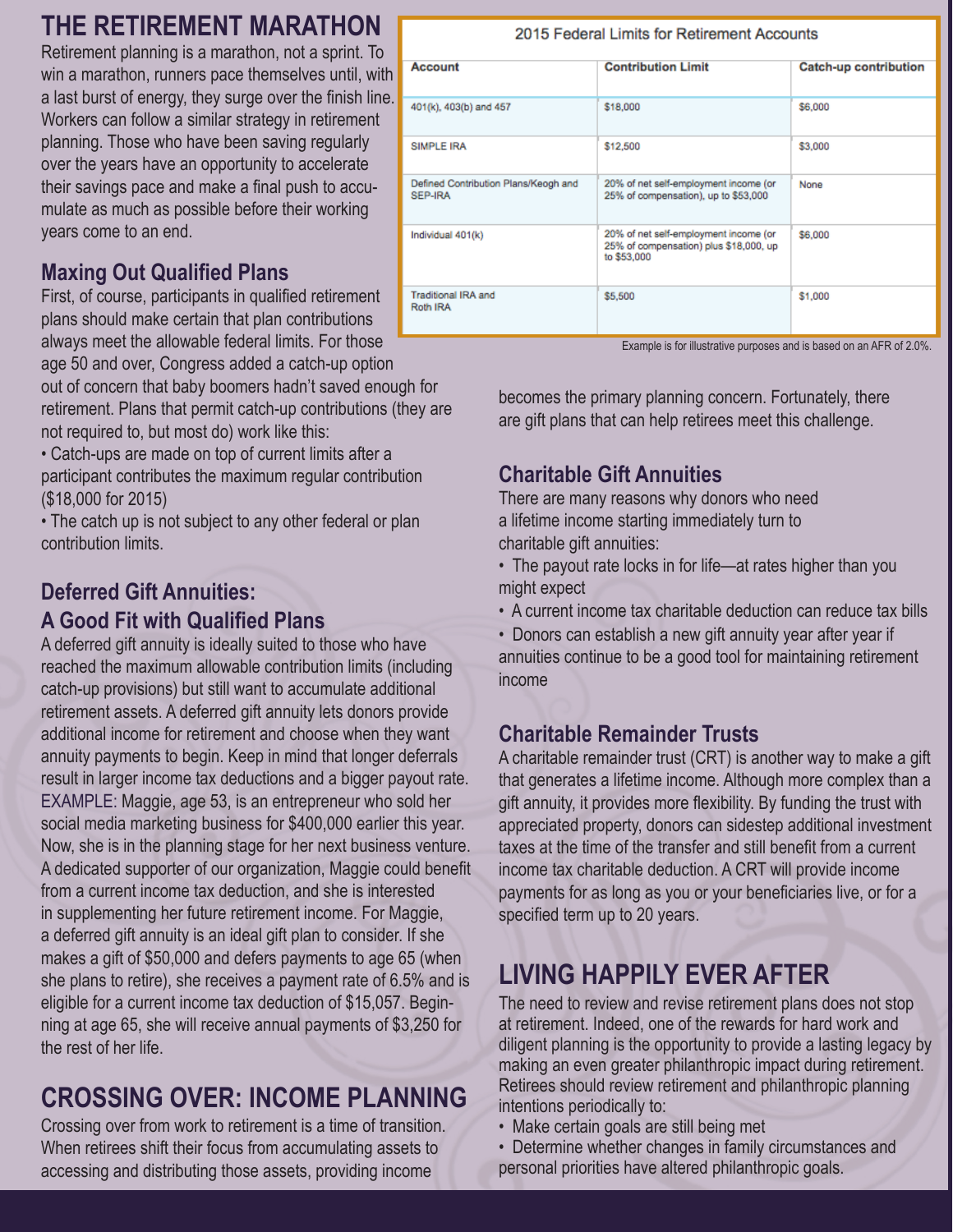# THE RETIREMENT MARATHON

Retirement planning is a marathon, not a sprint. To win a marathon, runners pace themselves until, with a last burst of energy, they surge over the finish line. Workers can follow a similar strategy in retirement planning. Those who have been saving regularly over the years have an opportunity to accelerate their savings pace and make a final push to accumulate as much as possible before their working years come to an end.

2015 Federal Limits for Retirement Accounts

| Account | Contribution Limit | Catch-up contribution |
|---|---|---|
| 401(k), 403(b) and 457 | $18,000 | $6,000 |
| SIMPLE IRA | $12,500 | $3,000 |
| Defined Contribution Plans/Keogh and SEP-IRA | 20% of net self-employment income (or 25% of compensation), up to $53,000 | None |
| Individual 401(k) | 20% of net self-employment income (or 25% of compensation) plus $18,000, up to $53,000 | $6,000 |
| Traditional IRA and Roth IRA | $5,500 | $1,000 |

Example is for illustrative purposes and is based on an AFR of 2.0%.

## Maxing Out Qualified Plans

First, of course, participants in qualified retirement plans should make certain that plan contributions always meet the allowable federal limits. For those age 50 and over, Congress added a catch-up option out of concern that baby boomers hadn't saved enough for retirement. Plans that permit catch-up contributions (they are not required to, but most do) work like this:

- Catch-ups are made on top of current limits after a participant contributes the maximum regular contribution ($18,000 for 2015)
- The catch up is not subject to any other federal or plan contribution limits.

## Deferred Gift Annuities: A Good Fit with Qualified Plans

A deferred gift annuity is ideally suited to those who have reached the maximum allowable contribution limits (including catch-up provisions) but still want to accumulate additional retirement assets. A deferred gift annuity lets donors provide additional income for retirement and choose when they want annuity payments to begin. Keep in mind that longer deferrals result in larger income tax deductions and a bigger payout rate.

EXAMPLE: Maggie, age 53, is an entrepreneur who sold her social media marketing business for $400,000 earlier this year. Now, she is in the planning stage for her next business venture. A dedicated supporter of our organization, Maggie could benefit from a current income tax deduction, and she is interested in supplementing her future retirement income. For Maggie, a deferred gift annuity is an ideal gift plan to consider. If she makes a gift of $50,000 and defers payments to age 65 (when she plans to retire), she receives a payment rate of 6.5% and is eligible for a current income tax deduction of $15,057. Beginning at age 65, she will receive annual payments of $3,250 for the rest of her life.

# CROSSING OVER: INCOME PLANNING

Crossing over from work to retirement is a time of transition. When retirees shift their focus from accumulating assets to accessing and distributing those assets, providing income becomes the primary planning concern. Fortunately, there are gift plans that can help retirees meet this challenge.

## Charitable Gift Annuities

There are many reasons why donors who need a lifetime income starting immediately turn to charitable gift annuities:

- The payout rate locks in for life—at rates higher than you might expect
- A current income tax charitable deduction can reduce tax bills
- Donors can establish a new gift annuity year after year if annuities continue to be a good tool for maintaining retirement income

## Charitable Remainder Trusts

A charitable remainder trust (CRT) is another way to make a gift that generates a lifetime income. Although more complex than a gift annuity, it provides more flexibility. By funding the trust with appreciated property, donors can sidestep additional investment taxes at the time of the transfer and still benefit from a current income tax charitable deduction. A CRT will provide income payments for as long as you or your beneficiaries live, or for a specified term up to 20 years.

# LIVING HAPPILY EVER AFTER

The need to review and revise retirement plans does not stop at retirement. Indeed, one of the rewards for hard work and diligent planning is the opportunity to provide a lasting legacy by making an even greater philanthropic impact during retirement. Retirees should review retirement and philanthropic planning intentions periodically to:

- Make certain goals are still being met
- Determine whether changes in family circumstances and personal priorities have altered philanthropic goals.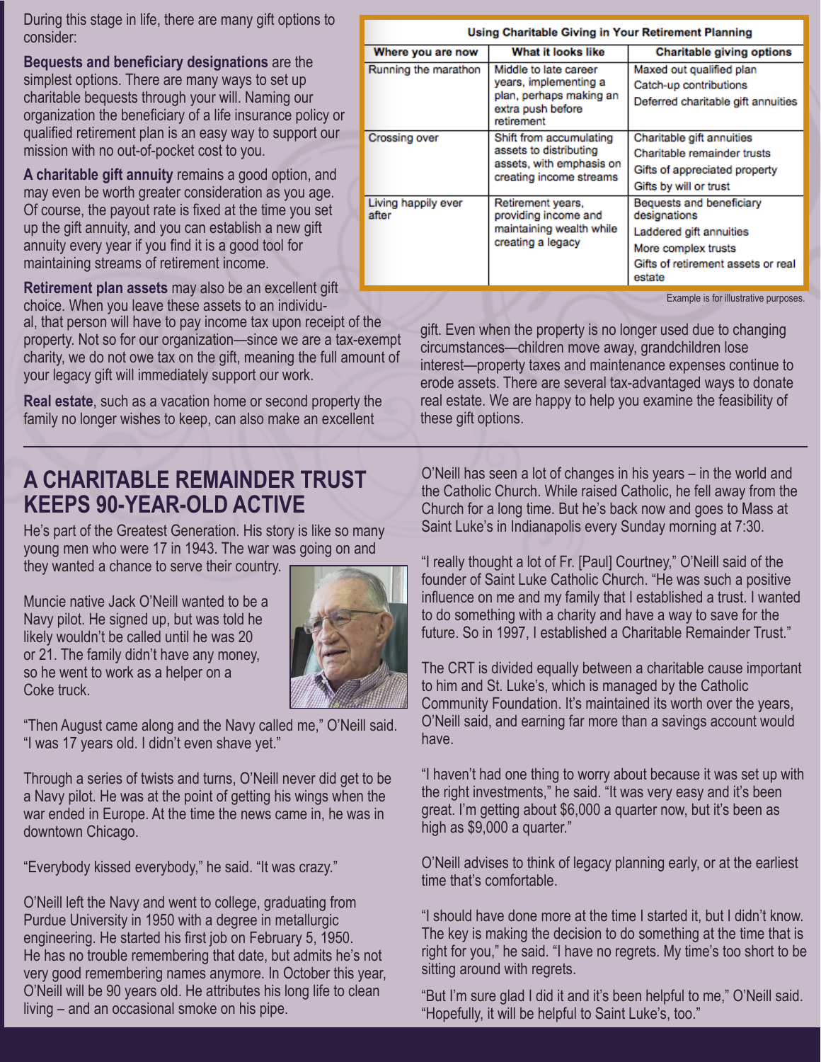During this stage in life, there are many gift options to consider:

**Bequests and beneficiary designations** are the simplest options. There are many ways to set up charitable bequests through your will. Naming our organization the beneficiary of a life insurance policy or qualified retirement plan is an easy way to support our mission with no out-of-pocket cost to you.

**A charitable gift annuity** remains a good option, and may even be worth greater consideration as you age. Of course, the payout rate is fixed at the time you set up the gift annuity, and you can establish a new gift annuity every year if you find it is a good tool for maintaining streams of retirement income.

**Retirement plan assets** may also be an excellent gift choice. When you leave these assets to an individual, that person will have to pay income tax upon receipt of the property. Not so for our organization—since we are a tax-exempt charity, we do not owe tax on the gift, meaning the full amount of your legacy gift will immediately support our work.

**Real estate**, such as a vacation home or second property the family no longer wishes to keep, can also make an excellent gift. Even when the property is no longer used due to changing circumstances—children move away, grandchildren lose interest—property taxes and maintenance expenses continue to erode assets. There are several tax-advantaged ways to donate real estate. We are happy to help you examine the feasibility of these gift options.

**Using Charitable Giving in Your Retirement Planning**

| Where you are now | What it looks like | Charitable giving options |
|---|---|---|
| Running the marathon | Middle to late career years, implementing a plan, perhaps making an extra push before retirement | Maxed out qualified plan<br>Catch-up contributions<br>Deferred charitable gift annuities |
| Crossing over | Shift from accumulating assets to distributing assets, with emphasis on creating income streams | Charitable gift annuities<br>Charitable remainder trusts<br>Gifts of appreciated property<br>Gifts by will or trust |
| Living happily ever after | Retirement years, providing income and maintaining wealth while creating a legacy | Bequests and beneficiary designations<br>Laddered gift annuities<br>More complex trusts<br>Gifts of retirement assets or real estate |

Example is for illustrative purposes.

## A CHARITABLE REMAINDER TRUST KEEPS 90-YEAR-OLD ACTIVE

He's part of the Greatest Generation. His story is like so many young men who were 17 in 1943. The war was going on and they wanted a chance to serve their country.

Muncie native Jack O'Neill wanted to be a Navy pilot. He signed up, but was told he likely wouldn't be called until he was 20 or 21. The family didn't have any money, so he went to work as a helper on a Coke truck.

"Then August came along and the Navy called me," O'Neill said. "I was 17 years old. I didn't even shave yet."

Through a series of twists and turns, O'Neill never did get to be a Navy pilot. He was at the point of getting his wings when the war ended in Europe. At the time the news came in, he was in downtown Chicago.

"Everybody kissed everybody," he said. "It was crazy."

O'Neill left the Navy and went to college, graduating from Purdue University in 1950 with a degree in metallurgic engineering. He started his first job on February 5, 1950. He has no trouble remembering that date, but admits he's not very good remembering names anymore. In October this year, O'Neill will be 90 years old. He attributes his long life to clean living – and an occasional smoke on his pipe.

O'Neill has seen a lot of changes in his years – in the world and the Catholic Church. While raised Catholic, he fell away from the Church for a long time. But he's back now and goes to Mass at Saint Luke's in Indianapolis every Sunday morning at 7:30.

"I really thought a lot of Fr. [Paul] Courtney," O'Neill said of the founder of Saint Luke Catholic Church. "He was such a positive influence on me and my family that I established a trust. I wanted to do something with a charity and have a way to save for the future. So in 1997, I established a Charitable Remainder Trust."

The CRT is divided equally between a charitable cause important to him and St. Luke's, which is managed by the Catholic Community Foundation. It's maintained its worth over the years, O'Neill said, and earning far more than a savings account would have.

"I haven't had one thing to worry about because it was set up with the right investments," he said. "It was very easy and it's been great. I'm getting about $6,000 a quarter now, but it's been as high as $9,000 a quarter."

O'Neill advises to think of legacy planning early, or at the earliest time that's comfortable.

"I should have done more at the time I started it, but I didn't know. The key is making the decision to do something at the time that is right for you," he said. "I have no regrets. My time's too short to be sitting around with regrets.

"But I'm sure glad I did it and it's been helpful to me," O'Neill said. "Hopefully, it will be helpful to Saint Luke's, too."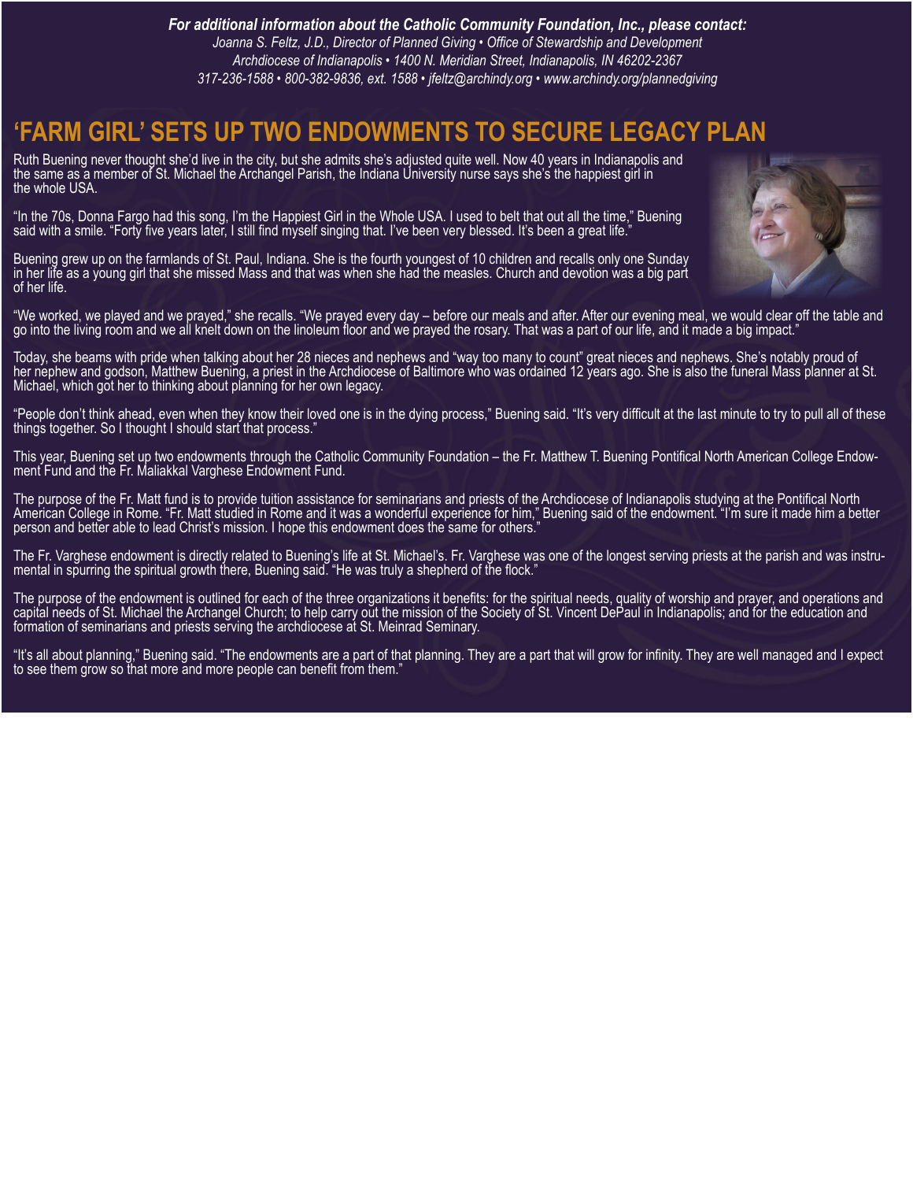***For additional information about the Catholic Community Foundation, Inc., please contact:***
*Joanna S. Feltz, J.D., Director of Planned Giving • Office of Stewardship and Development*
*Archdiocese of Indianapolis • 1400 N. Meridian Street, Indianapolis, IN 46202-2367*
*317-236-1588 • 800-382-9836, ext. 1588 • jfeltz@archindy.org • www.archindy.org/plannedgiving*

# 'FARM GIRL' SETS UP TWO ENDOWMENTS TO SECURE LEGACY PLAN

Ruth Buening never thought she'd live in the city, but she admits she's adjusted quite well. Now 40 years in Indianapolis and the same as a member of St. Michael the Archangel Parish, the Indiana University nurse says she's the happiest girl in the whole USA.

"In the 70s, Donna Fargo had this song, I'm the Happiest Girl in the Whole USA. I used to belt that out all the time," Buening said with a smile. "Forty five years later, I still find myself singing that. I've been very blessed. It's been a great life."

Buening grew up on the farmlands of St. Paul, Indiana. She is the fourth youngest of 10 children and recalls only one Sunday in her life as a young girl that she missed Mass and that was when she had the measles. Church and devotion was a big part of her life.

"We worked, we played and we prayed," she recalls. "We prayed every day – before our meals and after. After our evening meal, we would clear off the table and go into the living room and we all knelt down on the linoleum floor and we prayed the rosary. That was a part of our life, and it made a big impact."

Today, she beams with pride when talking about her 28 nieces and nephews and "way too many to count" great nieces and nephews. She's notably proud of her nephew and godson, Matthew Buening, a priest in the Archdiocese of Baltimore who was ordained 12 years ago. She is also the funeral Mass planner at St. Michael, which got her to thinking about planning for her own legacy.

"People don't think ahead, even when they know their loved one is in the dying process," Buening said. "It's very difficult at the last minute to try to pull all of these things together. So I thought I should start that process."

This year, Buening set up two endowments through the Catholic Community Foundation – the Fr. Matthew T. Buening Pontifical North American College Endowment Fund and the Fr. Maliakkal Varghese Endowment Fund.

The purpose of the Fr. Matt fund is to provide tuition assistance for seminarians and priests of the Archdiocese of Indianapolis studying at the Pontifical North American College in Rome. "Fr. Matt studied in Rome and it was a wonderful experience for him," Buening said of the endowment. "I'm sure it made him a better person and better able to lead Christ's mission. I hope this endowment does the same for others."

The Fr. Varghese endowment is directly related to Buening's life at St. Michael's. Fr. Varghese was one of the longest serving priests at the parish and was instrumental in spurring the spiritual growth there, Buening said. "He was truly a shepherd of the flock."

The purpose of the endowment is outlined for each of the three organizations it benefits: for the spiritual needs, quality of worship and prayer, and operations and capital needs of St. Michael the Archangel Church; to help carry out the mission of the Society of St. Vincent DePaul in Indianapolis; and for the education and formation of seminarians and priests serving the archdiocese at St. Meinrad Seminary.

"It's all about planning," Buening said. "The endowments are a part of that planning. They are a part that will grow for infinity. They are well managed and I expect to see them grow so that more and more people can benefit from them."